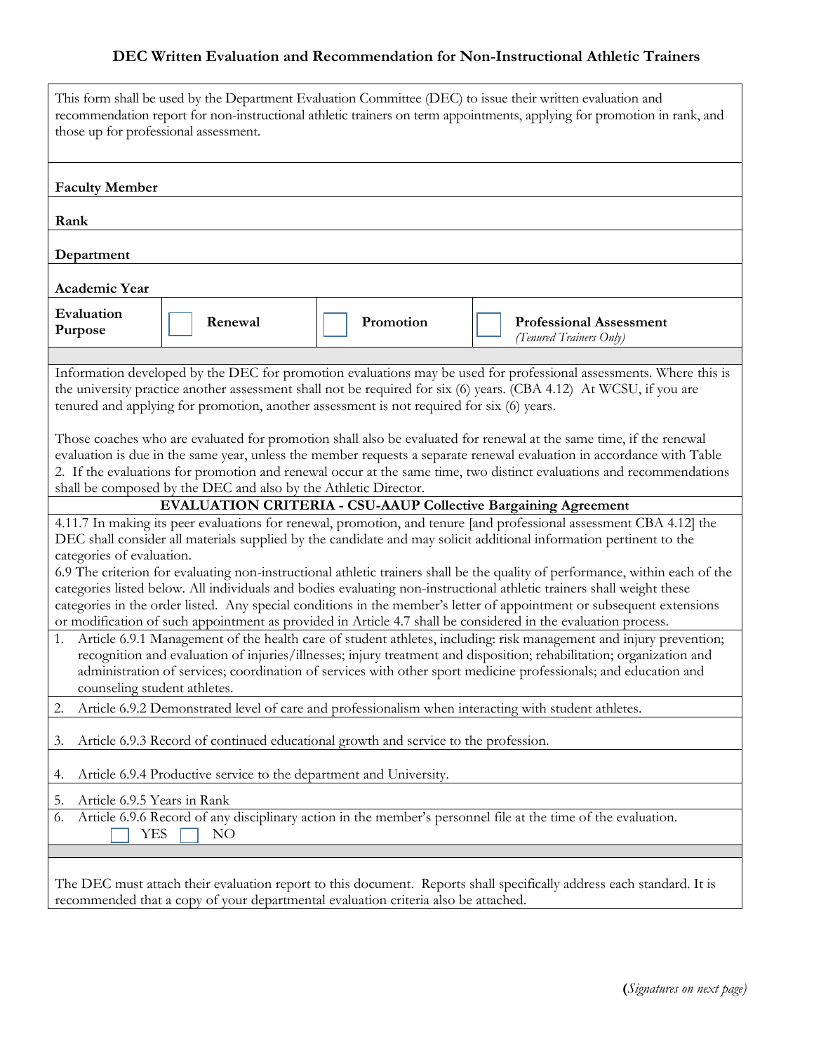# DEC Written Evaluation and Recommendation for Non-Instructional Athletic Trainers

This form shall be used by the Department Evaluation Committee (DEC) to issue their written evaluation and recommendation report for non-instructional athletic trainers on term appointments, applying for promotion in rank, and those up for professional assessment.

**Faculty Member**

**Rank**

**Department**

**Academic Year**

| **Evaluation Purpose** | ☐ **Renewal** | ☐ **Promotion** | ☐ **Professional Assessment** *(Tenured Trainers Only)* |
|---|---|---|---|

Information developed by the DEC for promotion evaluations may be used for professional assessments. Where this is the university practice another assessment shall not be required for six (6) years. (CBA 4.12) At WCSU, if you are tenured and applying for promotion, another assessment is not required for six (6) years.

Those coaches who are evaluated for promotion shall also be evaluated for renewal at the same time, if the renewal evaluation is due in the same year, unless the member requests a separate renewal evaluation in accordance with Table 2. If the evaluations for promotion and renewal occur at the same time, two distinct evaluations and recommendations shall be composed by the DEC and also by the Athletic Director.

**EVALUATION CRITERIA - CSU-AAUP Collective Bargaining Agreement**

4.11.7 In making its peer evaluations for renewal, promotion, and tenure [and professional assessment CBA 4.12] the DEC shall consider all materials supplied by the candidate and may solicit additional information pertinent to the categories of evaluation.

6.9 The criterion for evaluating non-instructional athletic trainers shall be the quality of performance, within each of the categories listed below. All individuals and bodies evaluating non-instructional athletic trainers shall weight these categories in the order listed. Any special conditions in the member's letter of appointment or subsequent extensions or modification of such appointment as provided in Article 4.7 shall be considered in the evaluation process.

1. Article 6.9.1 Management of the health care of student athletes, including: risk management and injury prevention; recognition and evaluation of injuries/illnesses; injury treatment and disposition; rehabilitation; organization and administration of services; coordination of services with other sport medicine professionals; and education and counseling student athletes.
2. Article 6.9.2 Demonstrated level of care and professionalism when interacting with student athletes.
3. Article 6.9.3 Record of continued educational growth and service to the profession.
4. Article 6.9.4 Productive service to the department and University.
5. Article 6.9.5 Years in Rank
6. Article 6.9.6 Record of any disciplinary action in the member's personnel file at the time of the evaluation.
   ☐ YES ☐ NO

The DEC must attach their evaluation report to this document. Reports shall specifically address each standard. It is recommended that a copy of your departmental evaluation criteria also be attached.

(*Signatures on next page)*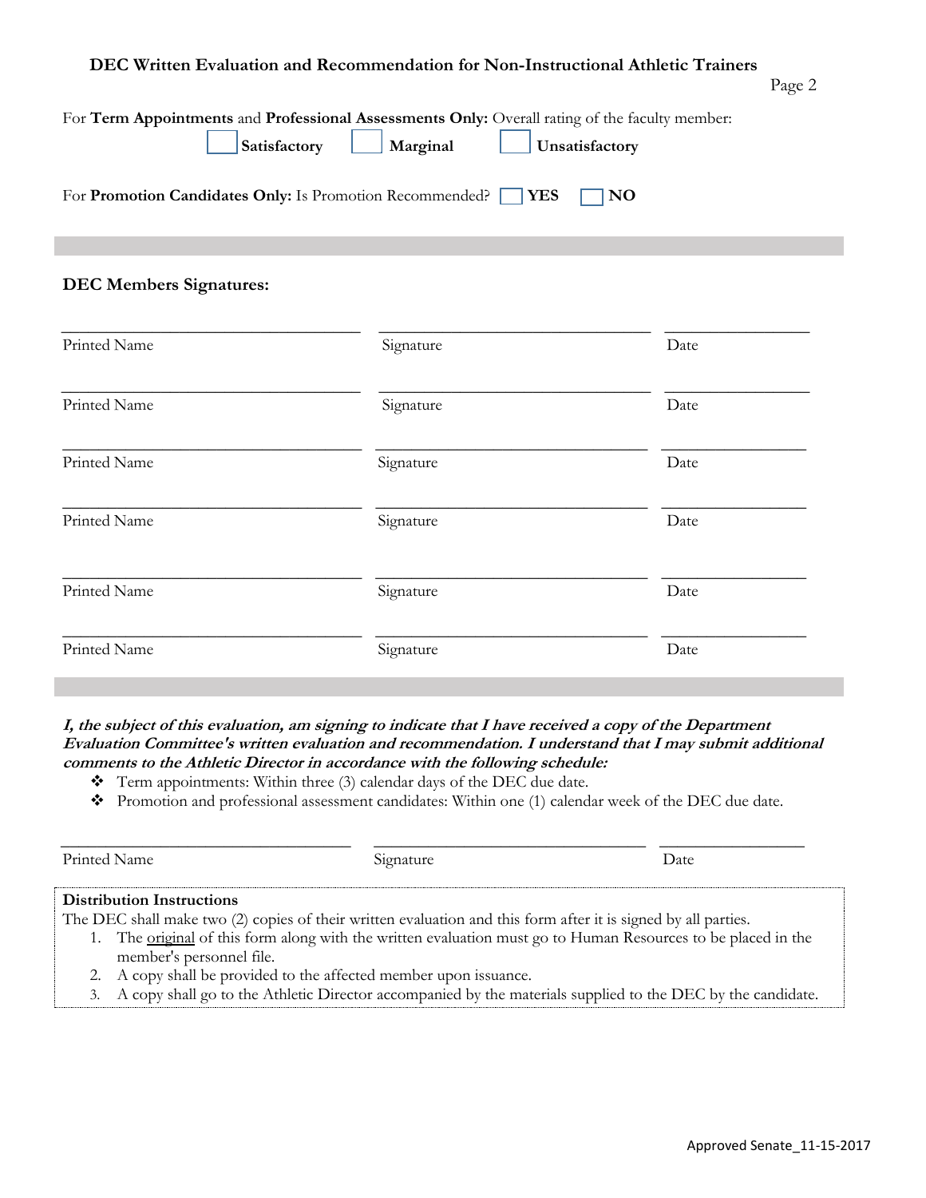**DEC Written Evaluation and Recommendation for Non-Instructional Athletic Trainers**

For **Term Appointments** and **Professional Assessments Only:** Overall rating of the faculty member:

☐ **Satisfactory** ☐ **Marginal** ☐ **Unsatisfactory**

For **Promotion Candidates Only:** Is Promotion Recommended? ☐ **YES** ☐ **NO**

**DEC Members Signatures:**

| | | |
|---|---|---|
| ______________________ | ______________________ | ____________ |
| Printed Name | Signature | Date |
| ______________________ | ______________________ | ____________ |
| Printed Name | Signature | Date |
| ______________________ | ______________________ | ____________ |
| Printed Name | Signature | Date |
| ______________________ | ______________________ | ____________ |
| Printed Name | Signature | Date |
| ______________________ | ______________________ | ____________ |
| Printed Name | Signature | Date |
| ______________________ | ______________________ | ____________ |
| Printed Name | Signature | Date |

***I, the subject of this evaluation, am signing to indicate that I have received a copy of the Department Evaluation Committee's written evaluation and recommendation. I understand that I may submit additional comments to the Athletic Director in accordance with the following schedule:***

- Term appointments: Within three (3) calendar days of the DEC due date.
- Promotion and professional assessment candidates: Within one (1) calendar week of the DEC due date.

| | | |
|---|---|---|
| ______________________ | ______________________ | ____________ |
| Printed Name | Signature | Date |

**Distribution Instructions**

The DEC shall make two (2) copies of their written evaluation and this form after it is signed by all parties.

1. The original of this form along with the written evaluation must go to Human Resources to be placed in the member's personnel file.
2. A copy shall be provided to the affected member upon issuance.
3. A copy shall go to the Athletic Director accompanied by the materials supplied to the DEC by the candidate.

Approved Senate_11-15-2017